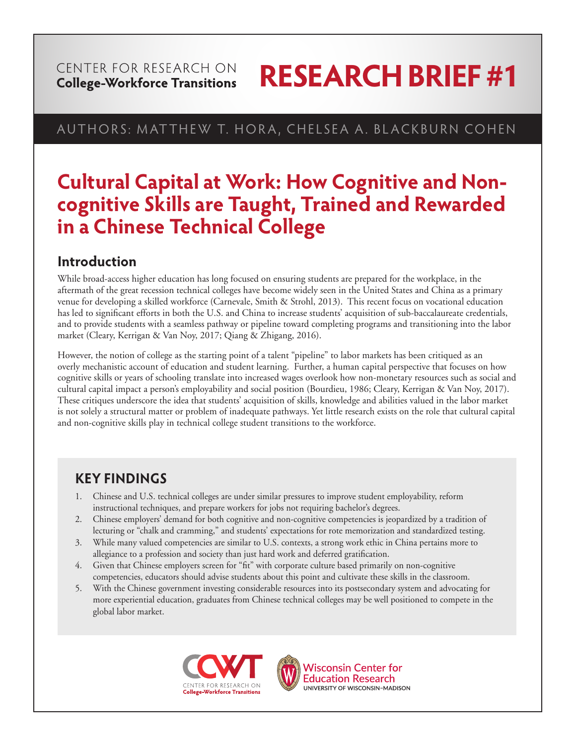CENTER FOR RESEARCH ON
**College-Workforce Transitions**

# RESEARCH BRIEF #1

AUTHORS: MATTHEW T. HORA, CHELSEA A. BLACKBURN COHEN

# Cultural Capital at Work: How Cognitive and Non-cognitive Skills are Taught, Trained and Rewarded in a Chinese Technical College

## Introduction

While broad-access higher education has long focused on ensuring students are prepared for the workplace, in the aftermath of the great recession technical colleges have become widely seen in the United States and China as a primary venue for developing a skilled workforce (Carnevale, Smith & Strohl, 2013). This recent focus on vocational education has led to significant efforts in both the U.S. and China to increase students' acquisition of sub-baccalaureate credentials, and to provide students with a seamless pathway or pipeline toward completing programs and transitioning into the labor market (Cleary, Kerrigan & Van Noy, 2017; Qiang & Zhigang, 2016).

However, the notion of college as the starting point of a talent "pipeline" to labor markets has been critiqued as an overly mechanistic account of education and student learning. Further, a human capital perspective that focuses on how cognitive skills or years of schooling translate into increased wages overlook how non-monetary resources such as social and cultural capital impact a person's employability and social position (Bourdieu, 1986; Cleary, Kerrigan & Van Noy, 2017). These critiques underscore the idea that students' acquisition of skills, knowledge and abilities valued in the labor market is not solely a structural matter or problem of inadequate pathways. Yet little research exists on the role that cultural capital and non-cognitive skills play in technical college student transitions to the workforce.

## KEY FINDINGS

1. Chinese and U.S. technical colleges are under similar pressures to improve student employability, reform instructional techniques, and prepare workers for jobs not requiring bachelor's degrees.
2. Chinese employers' demand for both cognitive and non-cognitive competencies is jeopardized by a tradition of lecturing or "chalk and cramming," and students' expectations for rote memorization and standardized testing.
3. While many valued competencies are similar to U.S. contexts, a strong work ethic in China pertains more to allegiance to a profession and society than just hard work and deferred gratification.
4. Given that Chinese employers screen for "fit" with corporate culture based primarily on non-cognitive competencies, educators should advise students about this point and cultivate these skills in the classroom.
5. With the Chinese government investing considerable resources into its postsecondary system and advocating for more experiential education, graduates from Chinese technical colleges may be well positioned to compete in the global labor market.

CCWT CENTER FOR RESEARCH ON College-Workforce Transitions

Wisconsin Center for Education Research
UNIVERSITY OF WISCONSIN–MADISON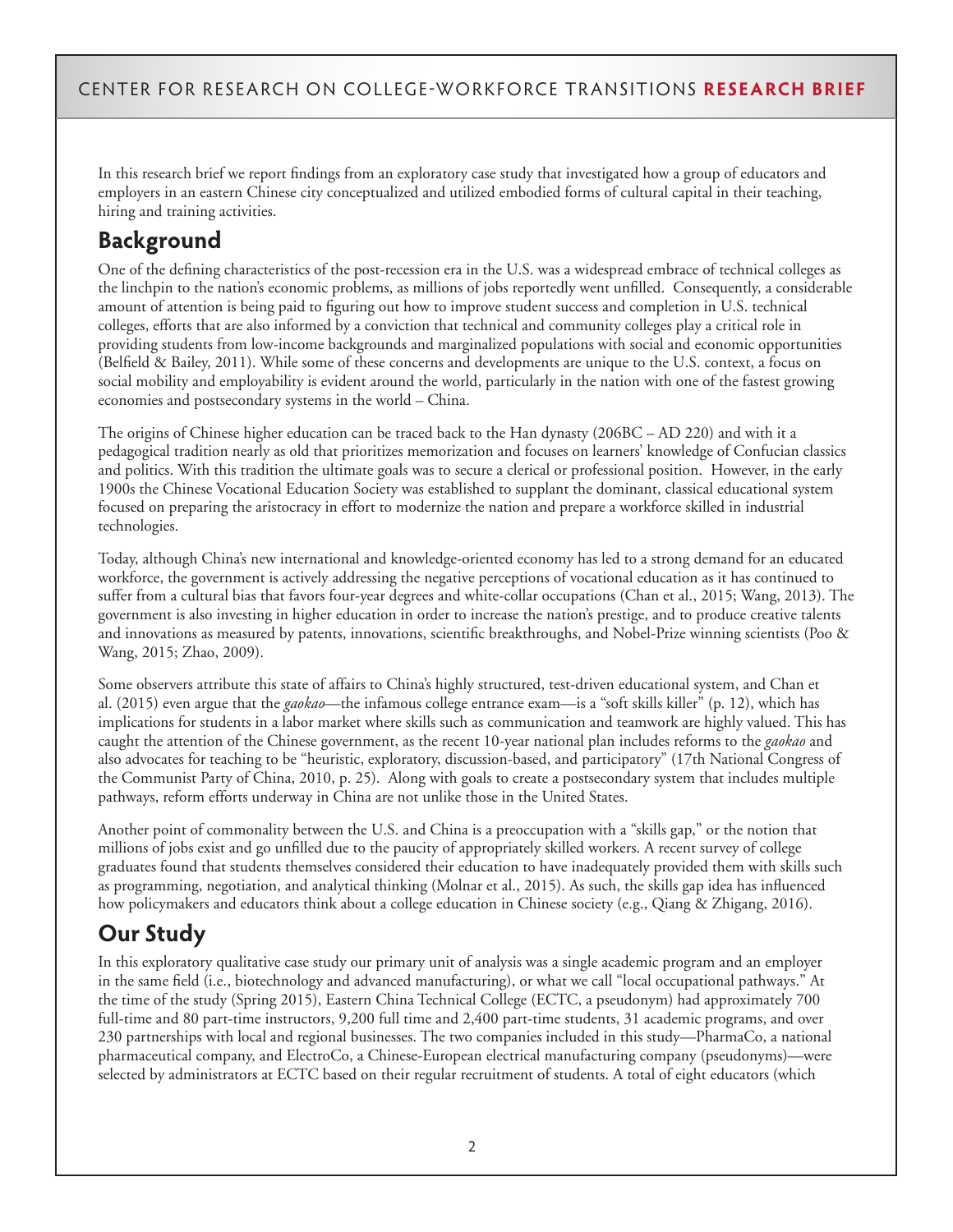In this research brief we report findings from an exploratory case study that investigated how a group of educators and employers in an eastern Chinese city conceptualized and utilized embodied forms of cultural capital in their teaching, hiring and training activities.

## Background

One of the defining characteristics of the post-recession era in the U.S. was a widespread embrace of technical colleges as the linchpin to the nation's economic problems, as millions of jobs reportedly went unfilled. Consequently, a considerable amount of attention is being paid to figuring out how to improve student success and completion in U.S. technical colleges, efforts that are also informed by a conviction that technical and community colleges play a critical role in providing students from low-income backgrounds and marginalized populations with social and economic opportunities (Belfield & Bailey, 2011). While some of these concerns and developments are unique to the U.S. context, a focus on social mobility and employability is evident around the world, particularly in the nation with one of the fastest growing economies and postsecondary systems in the world – China.

The origins of Chinese higher education can be traced back to the Han dynasty (206BC – AD 220) and with it a pedagogical tradition nearly as old that prioritizes memorization and focuses on learners' knowledge of Confucian classics and politics. With this tradition the ultimate goals was to secure a clerical or professional position. However, in the early 1900s the Chinese Vocational Education Society was established to supplant the dominant, classical educational system focused on preparing the aristocracy in effort to modernize the nation and prepare a workforce skilled in industrial technologies.

Today, although China's new international and knowledge-oriented economy has led to a strong demand for an educated workforce, the government is actively addressing the negative perceptions of vocational education as it has continued to suffer from a cultural bias that favors four-year degrees and white-collar occupations (Chan et al., 2015; Wang, 2013). The government is also investing in higher education in order to increase the nation's prestige, and to produce creative talents and innovations as measured by patents, innovations, scientific breakthroughs, and Nobel-Prize winning scientists (Poo & Wang, 2015; Zhao, 2009).

Some observers attribute this state of affairs to China's highly structured, test-driven educational system, and Chan et al. (2015) even argue that the *gaokao*—the infamous college entrance exam—is a "soft skills killer" (p. 12), which has implications for students in a labor market where skills such as communication and teamwork are highly valued. This has caught the attention of the Chinese government, as the recent 10-year national plan includes reforms to the *gaokao* and also advocates for teaching to be "heuristic, exploratory, discussion-based, and participatory" (17th National Congress of the Communist Party of China, 2010, p. 25). Along with goals to create a postsecondary system that includes multiple pathways, reform efforts underway in China are not unlike those in the United States.

Another point of commonality between the U.S. and China is a preoccupation with a "skills gap," or the notion that millions of jobs exist and go unfilled due to the paucity of appropriately skilled workers. A recent survey of college graduates found that students themselves considered their education to have inadequately provided them with skills such as programming, negotiation, and analytical thinking (Molnar et al., 2015). As such, the skills gap idea has influenced how policymakers and educators think about a college education in Chinese society (e.g., Qiang & Zhigang, 2016).

## Our Study

In this exploratory qualitative case study our primary unit of analysis was a single academic program and an employer in the same field (i.e., biotechnology and advanced manufacturing), or what we call "local occupational pathways." At the time of the study (Spring 2015), Eastern China Technical College (ECTC, a pseudonym) had approximately 700 full-time and 80 part-time instructors, 9,200 full time and 2,400 part-time students, 31 academic programs, and over 230 partnerships with local and regional businesses. The two companies included in this study—PharmaCo, a national pharmaceutical company, and ElectroCo, a Chinese-European electrical manufacturing company (pseudonyms)—were selected by administrators at ECTC based on their regular recruitment of students. A total of eight educators (which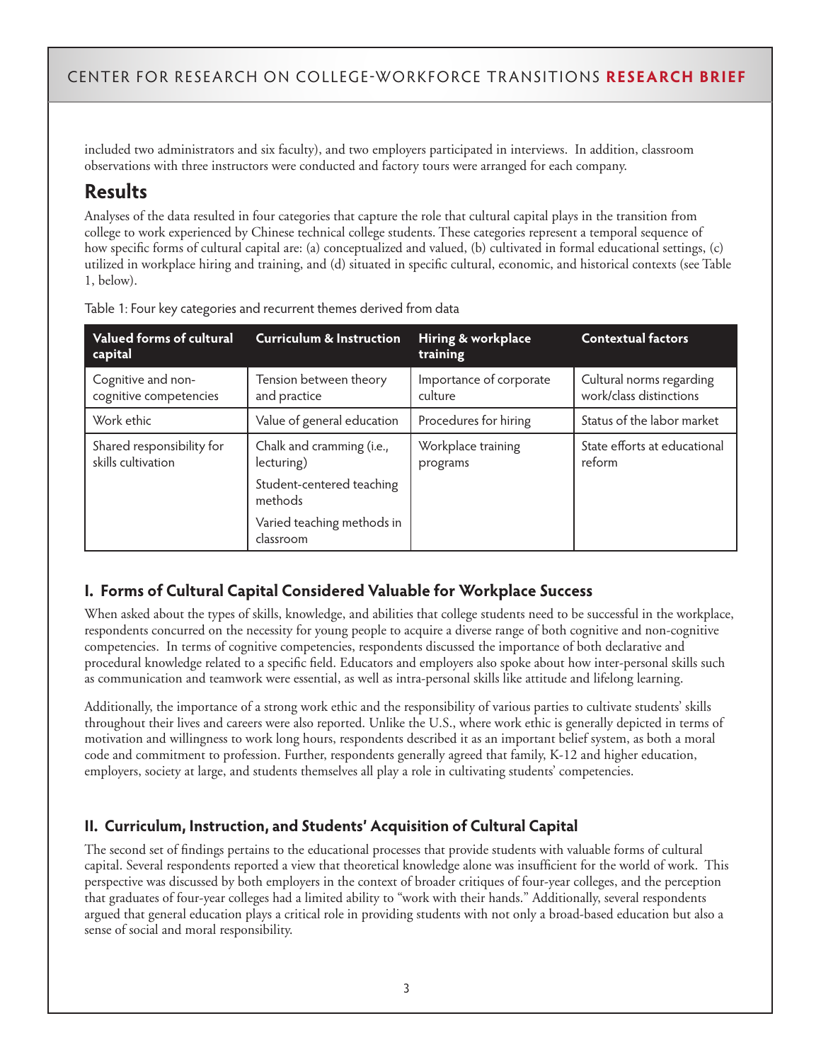included two administrators and six faculty), and two employers participated in interviews. In addition, classroom observations with three instructors were conducted and factory tours were arranged for each company.

## Results

Analyses of the data resulted in four categories that capture the role that cultural capital plays in the transition from college to work experienced by Chinese technical college students. These categories represent a temporal sequence of how specific forms of cultural capital are: (a) conceptualized and valued, (b) cultivated in formal educational settings, (c) utilized in workplace hiring and training, and (d) situated in specific cultural, economic, and historical contexts (see Table 1, below).

Table 1: Four key categories and recurrent themes derived from data

| Valued forms of cultural capital | Curriculum & Instruction | Hiring & workplace training | Contextual factors |
|---|---|---|---|
| Cognitive and non-cognitive competencies | Tension between theory and practice | Importance of corporate culture | Cultural norms regarding work/class distinctions |
| Work ethic | Value of general education | Procedures for hiring | Status of the labor market |
| Shared responsibility for skills cultivation | Chalk and cramming (i.e., lecturing)<br>Student-centered teaching methods<br>Varied teaching methods in classroom | Workplace training programs | State efforts at educational reform |

### I. Forms of Cultural Capital Considered Valuable for Workplace Success

When asked about the types of skills, knowledge, and abilities that college students need to be successful in the workplace, respondents concurred on the necessity for young people to acquire a diverse range of both cognitive and non-cognitive competencies. In terms of cognitive competencies, respondents discussed the importance of both declarative and procedural knowledge related to a specific field. Educators and employers also spoke about how inter-personal skills such as communication and teamwork were essential, as well as intra-personal skills like attitude and lifelong learning.

Additionally, the importance of a strong work ethic and the responsibility of various parties to cultivate students' skills throughout their lives and careers were also reported. Unlike the U.S., where work ethic is generally depicted in terms of motivation and willingness to work long hours, respondents described it as an important belief system, as both a moral code and commitment to profession. Further, respondents generally agreed that family, K-12 and higher education, employers, society at large, and students themselves all play a role in cultivating students' competencies.

### II. Curriculum, Instruction, and Students' Acquisition of Cultural Capital

The second set of findings pertains to the educational processes that provide students with valuable forms of cultural capital. Several respondents reported a view that theoretical knowledge alone was insufficient for the world of work. This perspective was discussed by both employers in the context of broader critiques of four-year colleges, and the perception that graduates of four-year colleges had a limited ability to "work with their hands." Additionally, several respondents argued that general education plays a critical role in providing students with not only a broad-based education but also a sense of social and moral responsibility.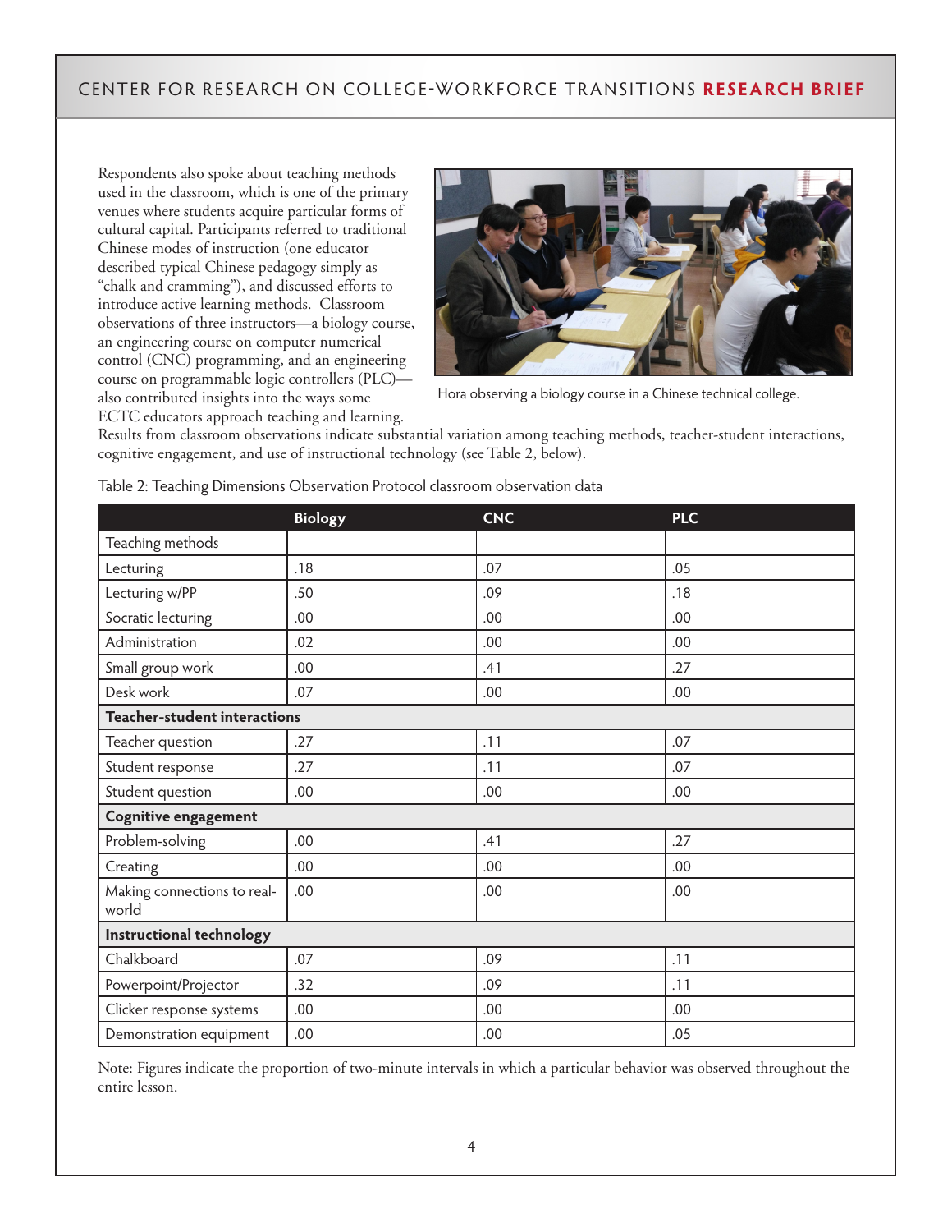Respondents also spoke about teaching methods used in the classroom, which is one of the primary venues where students acquire particular forms of cultural capital. Participants referred to traditional Chinese modes of instruction (one educator described typical Chinese pedagogy simply as "chalk and cramming"), and discussed efforts to introduce active learning methods. Classroom observations of three instructors—a biology course, an engineering course on computer numerical control (CNC) programming, and an engineering course on programmable logic controllers (PLC)—also contributed insights into the ways some ECTC educators approach teaching and learning. Results from classroom observations indicate substantial variation among teaching methods, teacher-student interactions, cognitive engagement, and use of instructional technology (see Table 2, below).

Hora observing a biology course in a Chinese technical college.

Table 2: Teaching Dimensions Observation Protocol classroom observation data

| | Biology | CNC | PLC |
|---|---|---|---|
| Teaching methods | | | |
| Lecturing | .18 | .07 | .05 |
| Lecturing w/PP | .50 | .09 | .18 |
| Socratic lecturing | .00 | .00 | .00 |
| Administration | .02 | .00 | .00 |
| Small group work | .00 | .41 | .27 |
| Desk work | .07 | .00 | .00 |
| **Teacher-student interactions** | | | |
| Teacher question | .27 | .11 | .07 |
| Student response | .27 | .11 | .07 |
| Student question | .00 | .00 | .00 |
| **Cognitive engagement** | | | |
| Problem-solving | .00 | .41 | .27 |
| Creating | .00 | .00 | .00 |
| Making connections to real-world | .00 | .00 | .00 |
| **Instructional technology** | | | |
| Chalkboard | .07 | .09 | .11 |
| Powerpoint/Projector | .32 | .09 | .11 |
| Clicker response systems | .00 | .00 | .00 |
| Demonstration equipment | .00 | .00 | .05 |

Note: Figures indicate the proportion of two-minute intervals in which a particular behavior was observed throughout the entire lesson.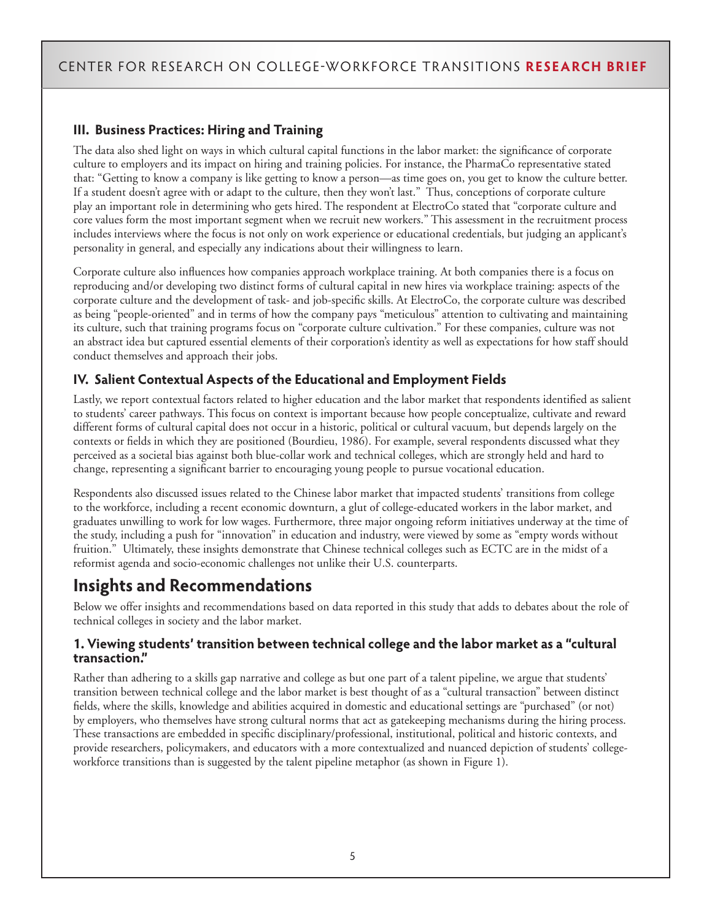### III. Business Practices: Hiring and Training

The data also shed light on ways in which cultural capital functions in the labor market: the significance of corporate culture to employers and its impact on hiring and training policies. For instance, the PharmaCo representative stated that: "Getting to know a company is like getting to know a person—as time goes on, you get to know the culture better. If a student doesn't agree with or adapt to the culture, then they won't last." Thus, conceptions of corporate culture play an important role in determining who gets hired. The respondent at ElectroCo stated that "corporate culture and core values form the most important segment when we recruit new workers." This assessment in the recruitment process includes interviews where the focus is not only on work experience or educational credentials, but judging an applicant's personality in general, and especially any indications about their willingness to learn.

Corporate culture also influences how companies approach workplace training. At both companies there is a focus on reproducing and/or developing two distinct forms of cultural capital in new hires via workplace training: aspects of the corporate culture and the development of task- and job-specific skills. At ElectroCo, the corporate culture was described as being "people-oriented" and in terms of how the company pays "meticulous" attention to cultivating and maintaining its culture, such that training programs focus on "corporate culture cultivation." For these companies, culture was not an abstract idea but captured essential elements of their corporation's identity as well as expectations for how staff should conduct themselves and approach their jobs.

### IV. Salient Contextual Aspects of the Educational and Employment Fields

Lastly, we report contextual factors related to higher education and the labor market that respondents identified as salient to students' career pathways. This focus on context is important because how people conceptualize, cultivate and reward different forms of cultural capital does not occur in a historic, political or cultural vacuum, but depends largely on the contexts or fields in which they are positioned (Bourdieu, 1986). For example, several respondents discussed what they perceived as a societal bias against both blue-collar work and technical colleges, which are strongly held and hard to change, representing a significant barrier to encouraging young people to pursue vocational education.

Respondents also discussed issues related to the Chinese labor market that impacted students' transitions from college to the workforce, including a recent economic downturn, a glut of college-educated workers in the labor market, and graduates unwilling to work for low wages. Furthermore, three major ongoing reform initiatives underway at the time of the study, including a push for "innovation" in education and industry, were viewed by some as "empty words without fruition." Ultimately, these insights demonstrate that Chinese technical colleges such as ECTC are in the midst of a reformist agenda and socio-economic challenges not unlike their U.S. counterparts.

## Insights and Recommendations

Below we offer insights and recommendations based on data reported in this study that adds to debates about the role of technical colleges in society and the labor market.

### 1. Viewing students' transition between technical college and the labor market as a "cultural transaction."

Rather than adhering to a skills gap narrative and college as but one part of a talent pipeline, we argue that students' transition between technical college and the labor market is best thought of as a "cultural transaction" between distinct fields, where the skills, knowledge and abilities acquired in domestic and educational settings are "purchased" (or not) by employers, who themselves have strong cultural norms that act as gatekeeping mechanisms during the hiring process. These transactions are embedded in specific disciplinary/professional, institutional, political and historic contexts, and provide researchers, policymakers, and educators with a more contextualized and nuanced depiction of students' college-workforce transitions than is suggested by the talent pipeline metaphor (as shown in Figure 1).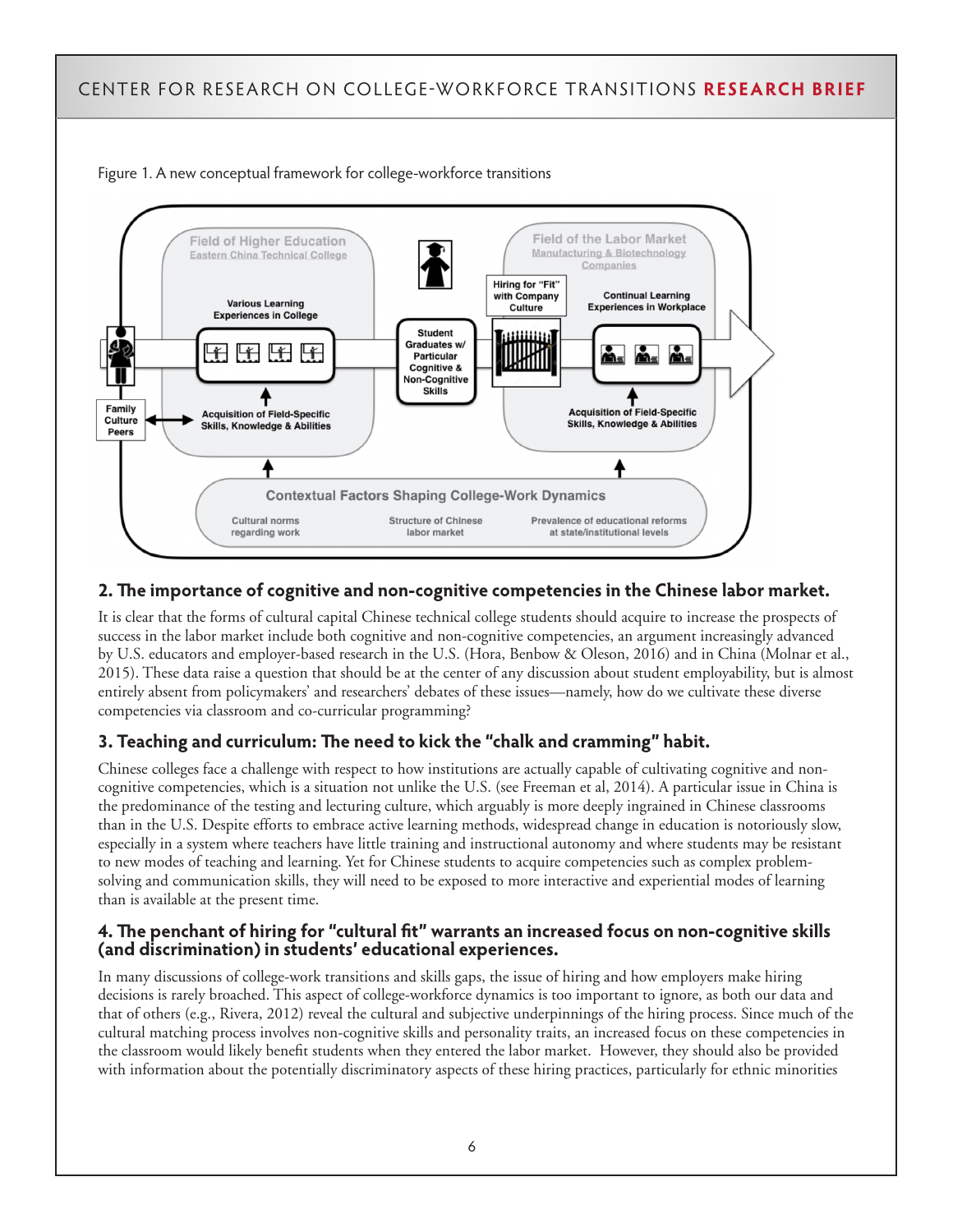Figure 1. A new conceptual framework for college-workforce transitions

## 2. The importance of cognitive and non-cognitive competencies in the Chinese labor market.

It is clear that the forms of cultural capital Chinese technical college students should acquire to increase the prospects of success in the labor market include both cognitive and non-cognitive competencies, an argument increasingly advanced by U.S. educators and employer-based research in the U.S. (Hora, Benbow & Oleson, 2016) and in China (Molnar et al., 2015). These data raise a question that should be at the center of any discussion about student employability, but is almost entirely absent from policymakers' and researchers' debates of these issues—namely, how do we cultivate these diverse competencies via classroom and co-curricular programming?

## 3. Teaching and curriculum: The need to kick the "chalk and cramming" habit.

Chinese colleges face a challenge with respect to how institutions are actually capable of cultivating cognitive and non-cognitive competencies, which is a situation not unlike the U.S. (see Freeman et al, 2014). A particular issue in China is the predominance of the testing and lecturing culture, which arguably is more deeply ingrained in Chinese classrooms than in the U.S. Despite efforts to embrace active learning methods, widespread change in education is notoriously slow, especially in a system where teachers have little training and instructional autonomy and where students may be resistant to new modes of teaching and learning. Yet for Chinese students to acquire competencies such as complex problem-solving and communication skills, they will need to be exposed to more interactive and experiential modes of learning than is available at the present time.

## 4. The penchant of hiring for "cultural fit" warrants an increased focus on non-cognitive skills (and discrimination) in students' educational experiences.

In many discussions of college-work transitions and skills gaps, the issue of hiring and how employers make hiring decisions is rarely broached. This aspect of college-workforce dynamics is too important to ignore, as both our data and that of others (e.g., Rivera, 2012) reveal the cultural and subjective underpinnings of the hiring process. Since much of the cultural matching process involves non-cognitive skills and personality traits, an increased focus on these competencies in the classroom would likely benefit students when they entered the labor market. However, they should also be provided with information about the potentially discriminatory aspects of these hiring practices, particularly for ethnic minorities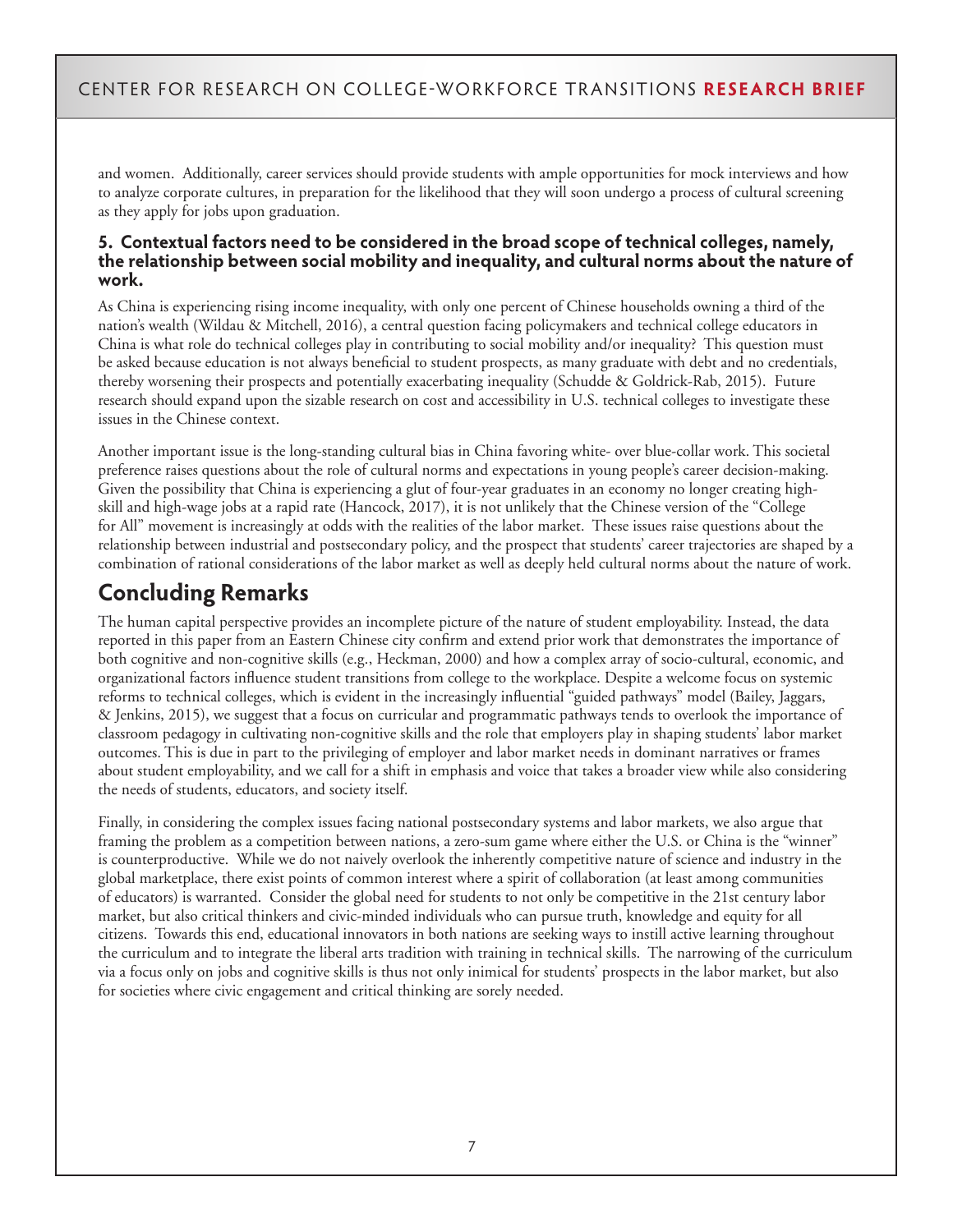and women. Additionally, career services should provide students with ample opportunities for mock interviews and how to analyze corporate cultures, in preparation for the likelihood that they will soon undergo a process of cultural screening as they apply for jobs upon graduation.

**5. Contextual factors need to be considered in the broad scope of technical colleges, namely, the relationship between social mobility and inequality, and cultural norms about the nature of work.**

As China is experiencing rising income inequality, with only one percent of Chinese households owning a third of the nation's wealth (Wildau & Mitchell, 2016), a central question facing policymakers and technical college educators in China is what role do technical colleges play in contributing to social mobility and/or inequality? This question must be asked because education is not always beneficial to student prospects, as many graduate with debt and no credentials, thereby worsening their prospects and potentially exacerbating inequality (Schudde & Goldrick-Rab, 2015). Future research should expand upon the sizable research on cost and accessibility in U.S. technical colleges to investigate these issues in the Chinese context.

Another important issue is the long-standing cultural bias in China favoring white- over blue-collar work. This societal preference raises questions about the role of cultural norms and expectations in young people's career decision-making. Given the possibility that China is experiencing a glut of four-year graduates in an economy no longer creating high-skill and high-wage jobs at a rapid rate (Hancock, 2017), it is not unlikely that the Chinese version of the "College for All" movement is increasingly at odds with the realities of the labor market. These issues raise questions about the relationship between industrial and postsecondary policy, and the prospect that students' career trajectories are shaped by a combination of rational considerations of the labor market as well as deeply held cultural norms about the nature of work.

## Concluding Remarks

The human capital perspective provides an incomplete picture of the nature of student employability. Instead, the data reported in this paper from an Eastern Chinese city confirm and extend prior work that demonstrates the importance of both cognitive and non-cognitive skills (e.g., Heckman, 2000) and how a complex array of socio-cultural, economic, and organizational factors influence student transitions from college to the workplace. Despite a welcome focus on systemic reforms to technical colleges, which is evident in the increasingly influential "guided pathways" model (Bailey, Jaggars, & Jenkins, 2015), we suggest that a focus on curricular and programmatic pathways tends to overlook the importance of classroom pedagogy in cultivating non-cognitive skills and the role that employers play in shaping students' labor market outcomes. This is due in part to the privileging of employer and labor market needs in dominant narratives or frames about student employability, and we call for a shift in emphasis and voice that takes a broader view while also considering the needs of students, educators, and society itself.

Finally, in considering the complex issues facing national postsecondary systems and labor markets, we also argue that framing the problem as a competition between nations, a zero-sum game where either the U.S. or China is the "winner" is counterproductive. While we do not naively overlook the inherently competitive nature of science and industry in the global marketplace, there exist points of common interest where a spirit of collaboration (at least among communities of educators) is warranted. Consider the global need for students to not only be competitive in the 21st century labor market, but also critical thinkers and civic-minded individuals who can pursue truth, knowledge and equity for all citizens. Towards this end, educational innovators in both nations are seeking ways to instill active learning throughout the curriculum and to integrate the liberal arts tradition with training in technical skills. The narrowing of the curriculum via a focus only on jobs and cognitive skills is thus not only inimical for students' prospects in the labor market, but also for societies where civic engagement and critical thinking are sorely needed.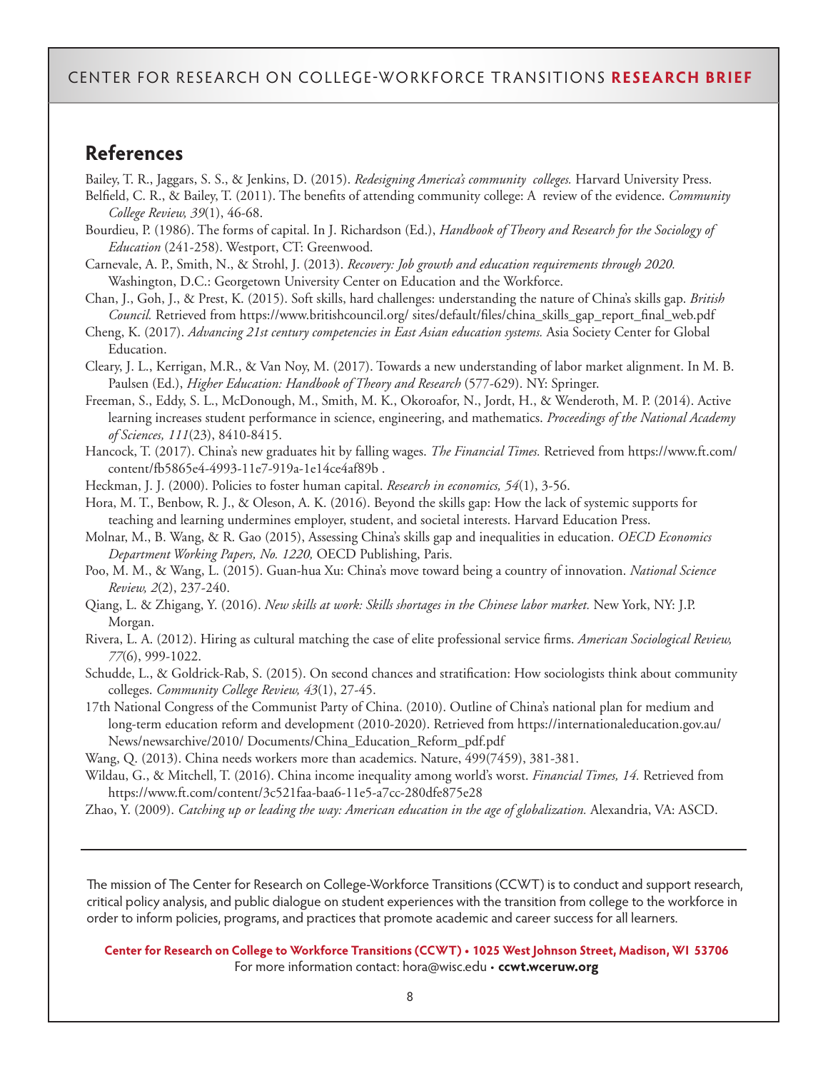## References

Bailey, T. R., Jaggars, S. S., & Jenkins, D. (2015). *Redesigning America's community colleges.* Harvard University Press.

Belfield, C. R., & Bailey, T. (2011). The benefits of attending community college: A review of the evidence. *Community College Review, 39*(1), 46-68.

Bourdieu, P. (1986). The forms of capital. In J. Richardson (Ed.), *Handbook of Theory and Research for the Sociology of Education* (241-258). Westport, CT: Greenwood.

Carnevale, A. P., Smith, N., & Strohl, J. (2013). *Recovery: Job growth and education requirements through 2020.* Washington, D.C.: Georgetown University Center on Education and the Workforce.

Chan, J., Goh, J., & Prest, K. (2015). Soft skills, hard challenges: understanding the nature of China's skills gap. *British Council.* Retrieved from https://www.britishcouncil.org/ sites/default/files/china_skills_gap_report_final_web.pdf

Cheng, K. (2017). *Advancing 21st century competencies in East Asian education systems.* Asia Society Center for Global Education.

Cleary, J. L., Kerrigan, M.R., & Van Noy, M. (2017). Towards a new understanding of labor market alignment. In M. B. Paulsen (Ed.), *Higher Education: Handbook of Theory and Research* (577-629). NY: Springer.

Freeman, S., Eddy, S. L., McDonough, M., Smith, M. K., Okoroafor, N., Jordt, H., & Wenderoth, M. P. (2014). Active learning increases student performance in science, engineering, and mathematics. *Proceedings of the National Academy of Sciences, 111*(23), 8410-8415.

Hancock, T. (2017). China's new graduates hit by falling wages. *The Financial Times.* Retrieved from https://www.ft.com/content/fb5865e4-4993-11e7-919a-1e14ce4af89b .

Heckman, J. J. (2000). Policies to foster human capital. *Research in economics, 54*(1), 3-56.

Hora, M. T., Benbow, R. J., & Oleson, A. K. (2016). Beyond the skills gap: How the lack of systemic supports for teaching and learning undermines employer, student, and societal interests. Harvard Education Press.

Molnar, M., B. Wang, & R. Gao (2015), Assessing China's skills gap and inequalities in education. *OECD Economics Department Working Papers, No. 1220,* OECD Publishing, Paris.

Poo, M. M., & Wang, L. (2015). Guan-hua Xu: China's move toward being a country of innovation. *National Science Review, 2*(2), 237-240.

Qiang, L. & Zhigang, Y. (2016). *New skills at work: Skills shortages in the Chinese labor market.* New York, NY: J.P. Morgan.

Rivera, L. A. (2012). Hiring as cultural matching the case of elite professional service firms. *American Sociological Review, 77*(6), 999-1022.

Schudde, L., & Goldrick-Rab, S. (2015). On second chances and stratification: How sociologists think about community colleges. *Community College Review, 43*(1), 27-45.

17th National Congress of the Communist Party of China. (2010). Outline of China's national plan for medium and long-term education reform and development (2010-2020). Retrieved from https://internationaleducation.gov.au/News/newsarchive/2010/ Documents/China_Education_Reform_pdf.pdf

Wang, Q. (2013). China needs workers more than academics. Nature, 499(7459), 381-381.

Wildau, G., & Mitchell, T. (2016). China income inequality among world's worst. *Financial Times, 14.* Retrieved from https://www.ft.com/content/3c521faa-baa6-11e5-a7cc-280dfe875e28

Zhao, Y. (2009). *Catching up or leading the way: American education in the age of globalization.* Alexandria, VA: ASCD.

---

The mission of The Center for Research on College-Workforce Transitions (CCWT) is to conduct and support research, critical policy analysis, and public dialogue on student experiences with the transition from college to the workforce in order to inform policies, programs, and practices that promote academic and career success for all learners.

**Center for Research on College to Workforce Transitions (CCWT) • 1025 West Johnson Street, Madison, WI 53706**
For more information contact: hora@wisc.edu • **ccwt.wceruw.org**